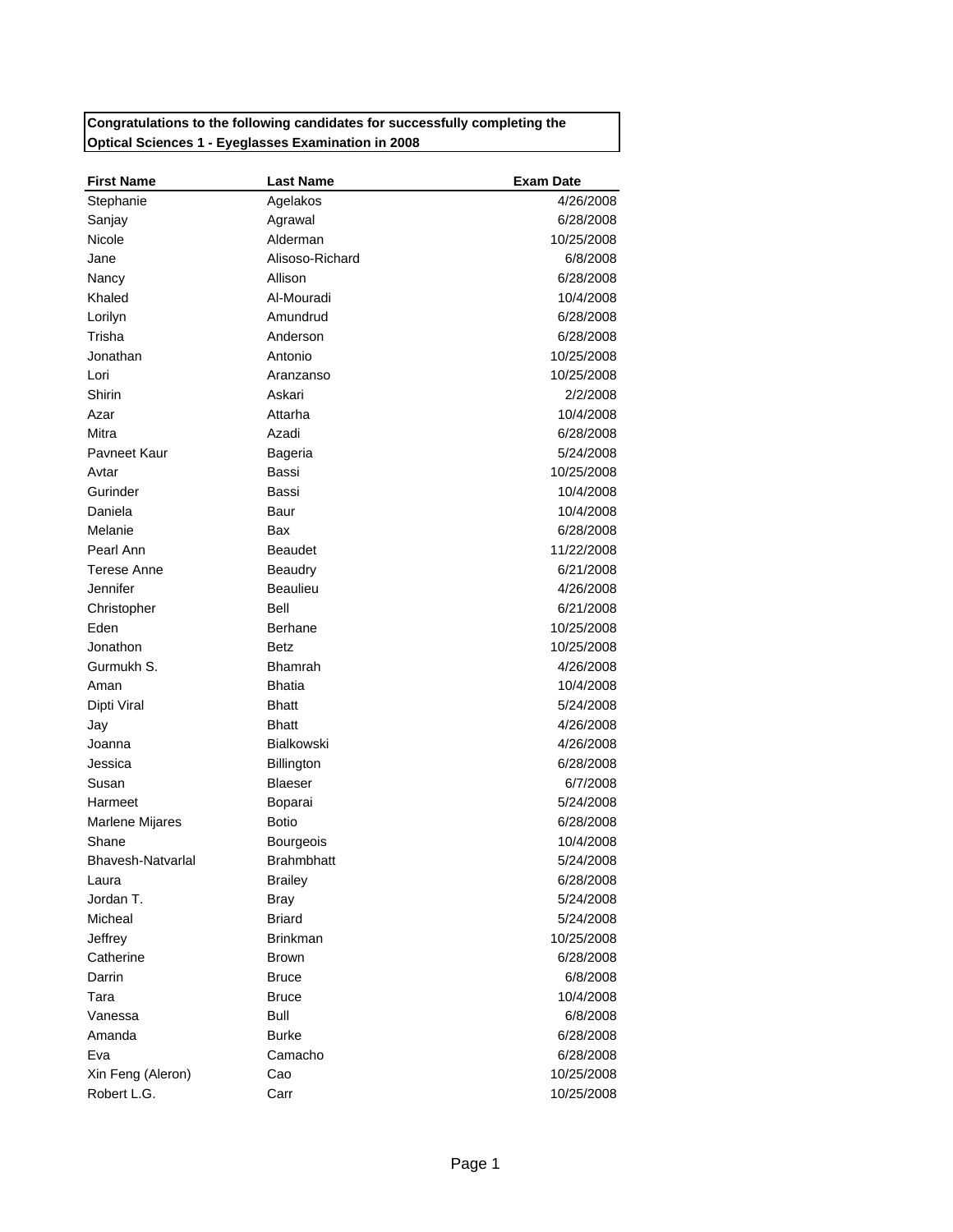**Congratulations to the following candidates for successfully completing the Optical Sciences 1 - Eyeglasses Examination in 2008**

| First Name | Last Name | Exam Date |
|---|---|---|
| Stephanie | Agelakos | 4/26/2008 |
| Sanjay | Agrawal | 6/28/2008 |
| Nicole | Alderman | 10/25/2008 |
| Jane | Alisoso-Richard | 6/8/2008 |
| Nancy | Allison | 6/28/2008 |
| Khaled | Al-Mouradi | 10/4/2008 |
| Lorilyn | Amundrud | 6/28/2008 |
| Trisha | Anderson | 6/28/2008 |
| Jonathan | Antonio | 10/25/2008 |
| Lori | Aranzanso | 10/25/2008 |
| Shirin | Askari | 2/2/2008 |
| Azar | Attarha | 10/4/2008 |
| Mitra | Azadi | 6/28/2008 |
| Pavneet Kaur | Bageria | 5/24/2008 |
| Avtar | Bassi | 10/25/2008 |
| Gurinder | Bassi | 10/4/2008 |
| Daniela | Baur | 10/4/2008 |
| Melanie | Bax | 6/28/2008 |
| Pearl Ann | Beaudet | 11/22/2008 |
| Terese Anne | Beaudry | 6/21/2008 |
| Jennifer | Beaulieu | 4/26/2008 |
| Christopher | Bell | 6/21/2008 |
| Eden | Berhane | 10/25/2008 |
| Jonathon | Betz | 10/25/2008 |
| Gurmukh S. | Bhamrah | 4/26/2008 |
| Aman | Bhatia | 10/4/2008 |
| Dipti Viral | Bhatt | 5/24/2008 |
| Jay | Bhatt | 4/26/2008 |
| Joanna | Bialkowski | 4/26/2008 |
| Jessica | Billington | 6/28/2008 |
| Susan | Blaeser | 6/7/2008 |
| Harmeet | Boparai | 5/24/2008 |
| Marlene Mijares | Botio | 6/28/2008 |
| Shane | Bourgeois | 10/4/2008 |
| Bhavesh-Natvarlal | Brahmbhatt | 5/24/2008 |
| Laura | Brailey | 6/28/2008 |
| Jordan T. | Bray | 5/24/2008 |
| Micheal | Briard | 5/24/2008 |
| Jeffrey | Brinkman | 10/25/2008 |
| Catherine | Brown | 6/28/2008 |
| Darrin | Bruce | 6/8/2008 |
| Tara | Bruce | 10/4/2008 |
| Vanessa | Bull | 6/8/2008 |
| Amanda | Burke | 6/28/2008 |
| Eva | Camacho | 6/28/2008 |
| Xin Feng (Aleron) | Cao | 10/25/2008 |
| Robert L.G. | Carr | 10/25/2008 |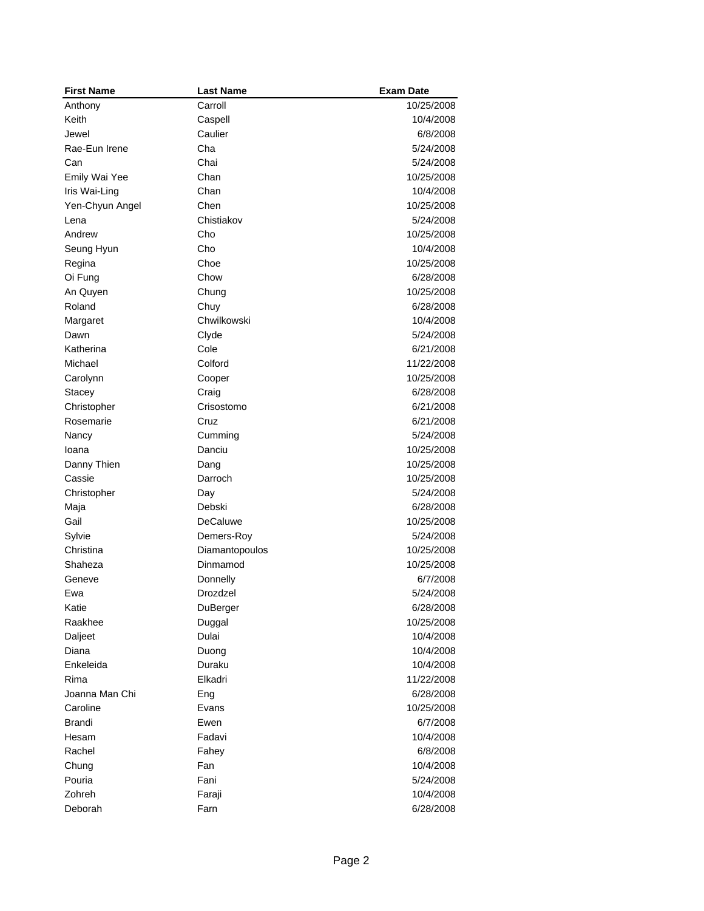| First Name | Last Name | Exam Date |
|---|---|---|
| Anthony | Carroll | 10/25/2008 |
| Keith | Caspell | 10/4/2008 |
| Jewel | Caulier | 6/8/2008 |
| Rae-Eun Irene | Cha | 5/24/2008 |
| Can | Chai | 5/24/2008 |
| Emily Wai Yee | Chan | 10/25/2008 |
| Iris Wai-Ling | Chan | 10/4/2008 |
| Yen-Chyun Angel | Chen | 10/25/2008 |
| Lena | Chistiakov | 5/24/2008 |
| Andrew | Cho | 10/25/2008 |
| Seung Hyun | Cho | 10/4/2008 |
| Regina | Choe | 10/25/2008 |
| Oi Fung | Chow | 6/28/2008 |
| An Quyen | Chung | 10/25/2008 |
| Roland | Chuy | 6/28/2008 |
| Margaret | Chwilkowski | 10/4/2008 |
| Dawn | Clyde | 5/24/2008 |
| Katherina | Cole | 6/21/2008 |
| Michael | Colford | 11/22/2008 |
| Carolynn | Cooper | 10/25/2008 |
| Stacey | Craig | 6/28/2008 |
| Christopher | Crisostomo | 6/21/2008 |
| Rosemarie | Cruz | 6/21/2008 |
| Nancy | Cumming | 5/24/2008 |
| Ioana | Danciu | 10/25/2008 |
| Danny Thien | Dang | 10/25/2008 |
| Cassie | Darroch | 10/25/2008 |
| Christopher | Day | 5/24/2008 |
| Maja | Debski | 6/28/2008 |
| Gail | DeCaluwe | 10/25/2008 |
| Sylvie | Demers-Roy | 5/24/2008 |
| Christina | Diamantopoulos | 10/25/2008 |
| Shaheza | Dinmamod | 10/25/2008 |
| Geneve | Donnelly | 6/7/2008 |
| Ewa | Drozdzel | 5/24/2008 |
| Katie | DuBerger | 6/28/2008 |
| Raakhee | Duggal | 10/25/2008 |
| Daljeet | Dulai | 10/4/2008 |
| Diana | Duong | 10/4/2008 |
| Enkeleida | Duraku | 10/4/2008 |
| Rima | Elkadri | 11/22/2008 |
| Joanna Man Chi | Eng | 6/28/2008 |
| Caroline | Evans | 10/25/2008 |
| Brandi | Ewen | 6/7/2008 |
| Hesam | Fadavi | 10/4/2008 |
| Rachel | Fahey | 6/8/2008 |
| Chung | Fan | 10/4/2008 |
| Pouria | Fani | 5/24/2008 |
| Zohreh | Faraji | 10/4/2008 |
| Deborah | Farn | 6/28/2008 |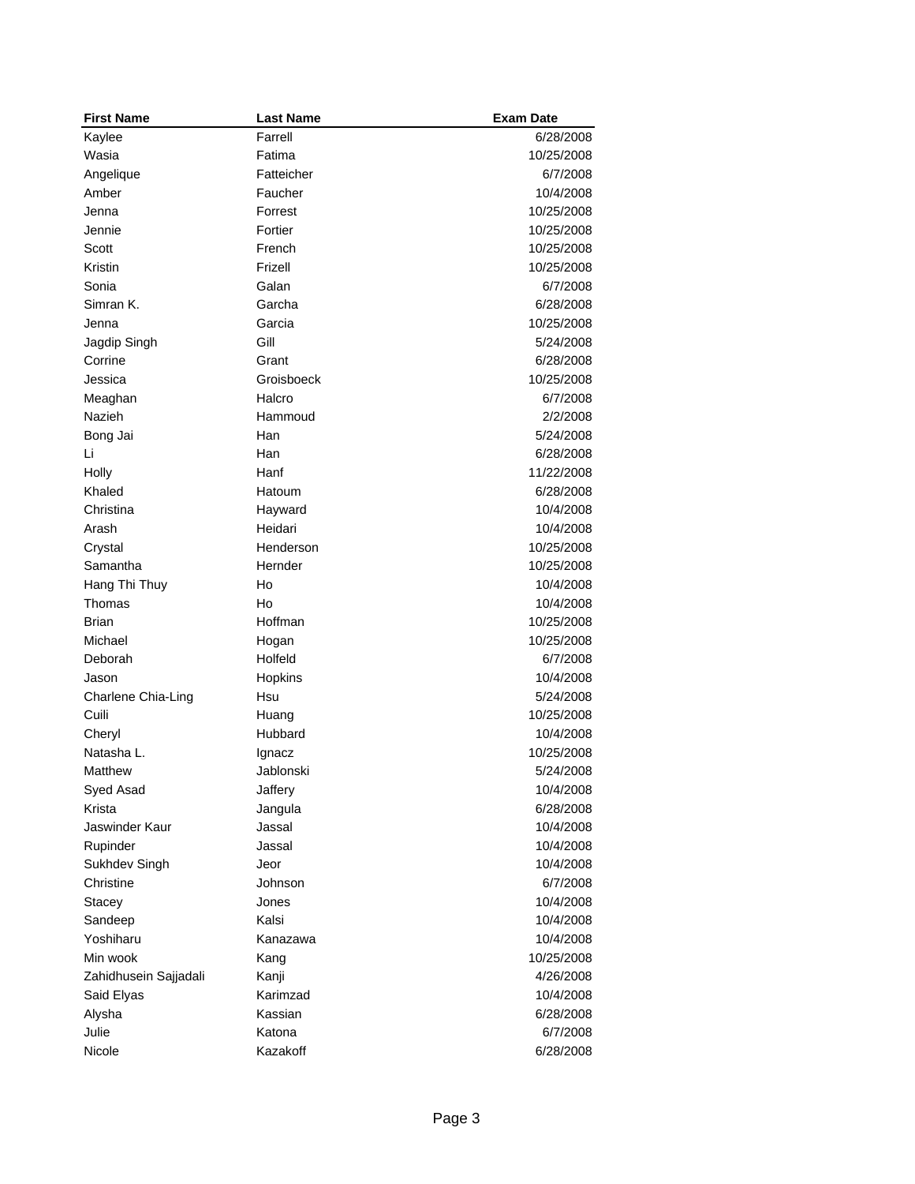| First Name | Last Name | Exam Date |
|---|---|---|
| Kaylee | Farrell | 6/28/2008 |
| Wasia | Fatima | 10/25/2008 |
| Angelique | Fatteicher | 6/7/2008 |
| Amber | Faucher | 10/4/2008 |
| Jenna | Forrest | 10/25/2008 |
| Jennie | Fortier | 10/25/2008 |
| Scott | French | 10/25/2008 |
| Kristin | Frizell | 10/25/2008 |
| Sonia | Galan | 6/7/2008 |
| Simran K. | Garcha | 6/28/2008 |
| Jenna | Garcia | 10/25/2008 |
| Jagdip Singh | Gill | 5/24/2008 |
| Corrine | Grant | 6/28/2008 |
| Jessica | Groisboeck | 10/25/2008 |
| Meaghan | Halcro | 6/7/2008 |
| Nazieh | Hammoud | 2/2/2008 |
| Bong Jai | Han | 5/24/2008 |
| Li | Han | 6/28/2008 |
| Holly | Hanf | 11/22/2008 |
| Khaled | Hatoum | 6/28/2008 |
| Christina | Hayward | 10/4/2008 |
| Arash | Heidari | 10/4/2008 |
| Crystal | Henderson | 10/25/2008 |
| Samantha | Hernder | 10/25/2008 |
| Hang Thi Thuy | Ho | 10/4/2008 |
| Thomas | Ho | 10/4/2008 |
| Brian | Hoffman | 10/25/2008 |
| Michael | Hogan | 10/25/2008 |
| Deborah | Holfeld | 6/7/2008 |
| Jason | Hopkins | 10/4/2008 |
| Charlene Chia-Ling | Hsu | 5/24/2008 |
| Cuili | Huang | 10/25/2008 |
| Cheryl | Hubbard | 10/4/2008 |
| Natasha L. | Ignacz | 10/25/2008 |
| Matthew | Jablonski | 5/24/2008 |
| Syed Asad | Jaffery | 10/4/2008 |
| Krista | Jangula | 6/28/2008 |
| Jaswinder Kaur | Jassal | 10/4/2008 |
| Rupinder | Jassal | 10/4/2008 |
| Sukhdev Singh | Jeor | 10/4/2008 |
| Christine | Johnson | 6/7/2008 |
| Stacey | Jones | 10/4/2008 |
| Sandeep | Kalsi | 10/4/2008 |
| Yoshiharu | Kanazawa | 10/4/2008 |
| Min wook | Kang | 10/25/2008 |
| Zahidhusein Sajjadali | Kanji | 4/26/2008 |
| Said Elyas | Karimzad | 10/4/2008 |
| Alysha | Kassian | 6/28/2008 |
| Julie | Katona | 6/7/2008 |
| Nicole | Kazakoff | 6/28/2008 |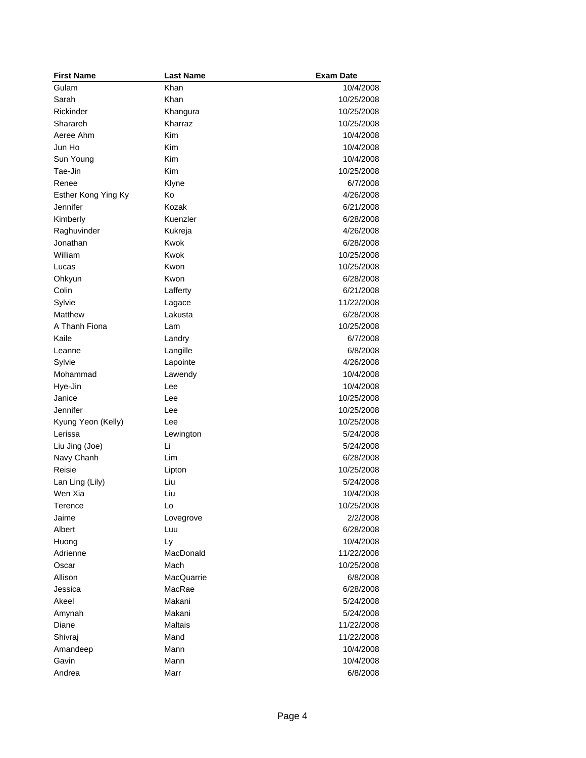| First Name | Last Name | Exam Date |
|---|---|---|
| Gulam | Khan | 10/4/2008 |
| Sarah | Khan | 10/25/2008 |
| Rickinder | Khangura | 10/25/2008 |
| Sharareh | Kharraz | 10/25/2008 |
| Aeree Ahm | Kim | 10/4/2008 |
| Jun Ho | Kim | 10/4/2008 |
| Sun Young | Kim | 10/4/2008 |
| Tae-Jin | Kim | 10/25/2008 |
| Renee | Klyne | 6/7/2008 |
| Esther Kong Ying Ky | Ko | 4/26/2008 |
| Jennifer | Kozak | 6/21/2008 |
| Kimberly | Kuenzler | 6/28/2008 |
| Raghuvinder | Kukreja | 4/26/2008 |
| Jonathan | Kwok | 6/28/2008 |
| William | Kwok | 10/25/2008 |
| Lucas | Kwon | 10/25/2008 |
| Ohkyun | Kwon | 6/28/2008 |
| Colin | Lafferty | 6/21/2008 |
| Sylvie | Lagace | 11/22/2008 |
| Matthew | Lakusta | 6/28/2008 |
| A Thanh Fiona | Lam | 10/25/2008 |
| Kaile | Landry | 6/7/2008 |
| Leanne | Langille | 6/8/2008 |
| Sylvie | Lapointe | 4/26/2008 |
| Mohammad | Lawendy | 10/4/2008 |
| Hye-Jin | Lee | 10/4/2008 |
| Janice | Lee | 10/25/2008 |
| Jennifer | Lee | 10/25/2008 |
| Kyung Yeon (Kelly) | Lee | 10/25/2008 |
| Lerissa | Lewington | 5/24/2008 |
| Liu Jing (Joe) | Li | 5/24/2008 |
| Navy Chanh | Lim | 6/28/2008 |
| Reisie | Lipton | 10/25/2008 |
| Lan Ling (Lily) | Liu | 5/24/2008 |
| Wen Xia | Liu | 10/4/2008 |
| Terence | Lo | 10/25/2008 |
| Jaime | Lovegrove | 2/2/2008 |
| Albert | Luu | 6/28/2008 |
| Huong | Ly | 10/4/2008 |
| Adrienne | MacDonald | 11/22/2008 |
| Oscar | Mach | 10/25/2008 |
| Allison | MacQuarrie | 6/8/2008 |
| Jessica | MacRae | 6/28/2008 |
| Akeel | Makani | 5/24/2008 |
| Amynah | Makani | 5/24/2008 |
| Diane | Maltais | 11/22/2008 |
| Shivraj | Mand | 11/22/2008 |
| Amandeep | Mann | 10/4/2008 |
| Gavin | Mann | 10/4/2008 |
| Andrea | Marr | 6/8/2008 |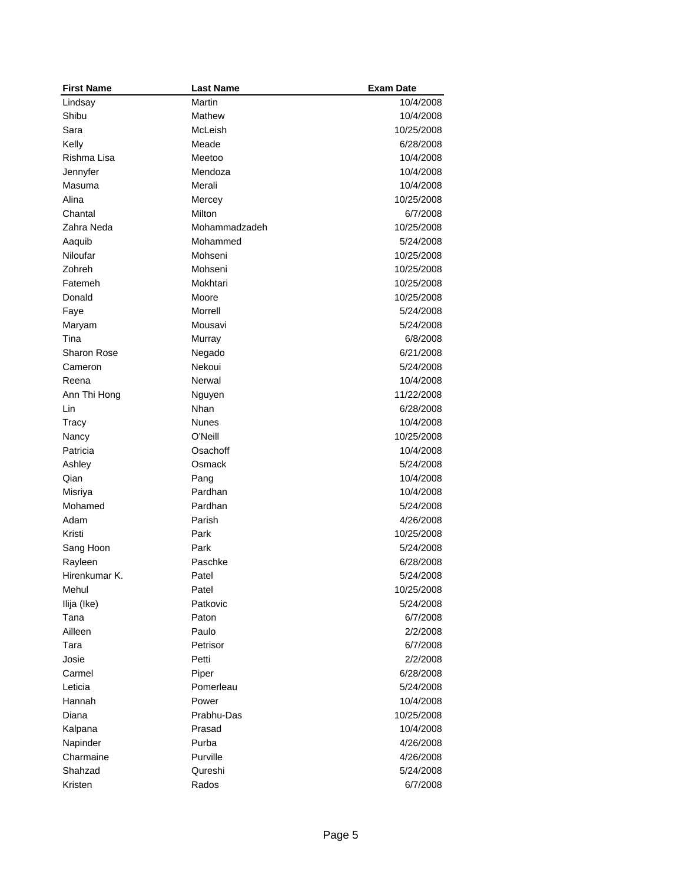| First Name | Last Name | Exam Date |
|---|---|---|
| Lindsay | Martin | 10/4/2008 |
| Shibu | Mathew | 10/4/2008 |
| Sara | McLeish | 10/25/2008 |
| Kelly | Meade | 6/28/2008 |
| Rishma Lisa | Meetoo | 10/4/2008 |
| Jennyfer | Mendoza | 10/4/2008 |
| Masuma | Merali | 10/4/2008 |
| Alina | Mercey | 10/25/2008 |
| Chantal | Milton | 6/7/2008 |
| Zahra Neda | Mohammadzadeh | 10/25/2008 |
| Aaquib | Mohammed | 5/24/2008 |
| Niloufar | Mohseni | 10/25/2008 |
| Zohreh | Mohseni | 10/25/2008 |
| Fatemeh | Mokhtari | 10/25/2008 |
| Donald | Moore | 10/25/2008 |
| Faye | Morrell | 5/24/2008 |
| Maryam | Mousavi | 5/24/2008 |
| Tina | Murray | 6/8/2008 |
| Sharon Rose | Negado | 6/21/2008 |
| Cameron | Nekoui | 5/24/2008 |
| Reena | Nerwal | 10/4/2008 |
| Ann Thi Hong | Nguyen | 11/22/2008 |
| Lin | Nhan | 6/28/2008 |
| Tracy | Nunes | 10/4/2008 |
| Nancy | O'Neill | 10/25/2008 |
| Patricia | Osachoff | 10/4/2008 |
| Ashley | Osmack | 5/24/2008 |
| Qian | Pang | 10/4/2008 |
| Misriya | Pardhan | 10/4/2008 |
| Mohamed | Pardhan | 5/24/2008 |
| Adam | Parish | 4/26/2008 |
| Kristi | Park | 10/25/2008 |
| Sang Hoon | Park | 5/24/2008 |
| Rayleen | Paschke | 6/28/2008 |
| Hirenkumar K. | Patel | 5/24/2008 |
| Mehul | Patel | 10/25/2008 |
| Ilija (Ike) | Patkovic | 5/24/2008 |
| Tana | Paton | 6/7/2008 |
| Ailleen | Paulo | 2/2/2008 |
| Tara | Petrisor | 6/7/2008 |
| Josie | Petti | 2/2/2008 |
| Carmel | Piper | 6/28/2008 |
| Leticia | Pomerleau | 5/24/2008 |
| Hannah | Power | 10/4/2008 |
| Diana | Prabhu-Das | 10/25/2008 |
| Kalpana | Prasad | 10/4/2008 |
| Napinder | Purba | 4/26/2008 |
| Charmaine | Purville | 4/26/2008 |
| Shahzad | Qureshi | 5/24/2008 |
| Kristen | Rados | 6/7/2008 |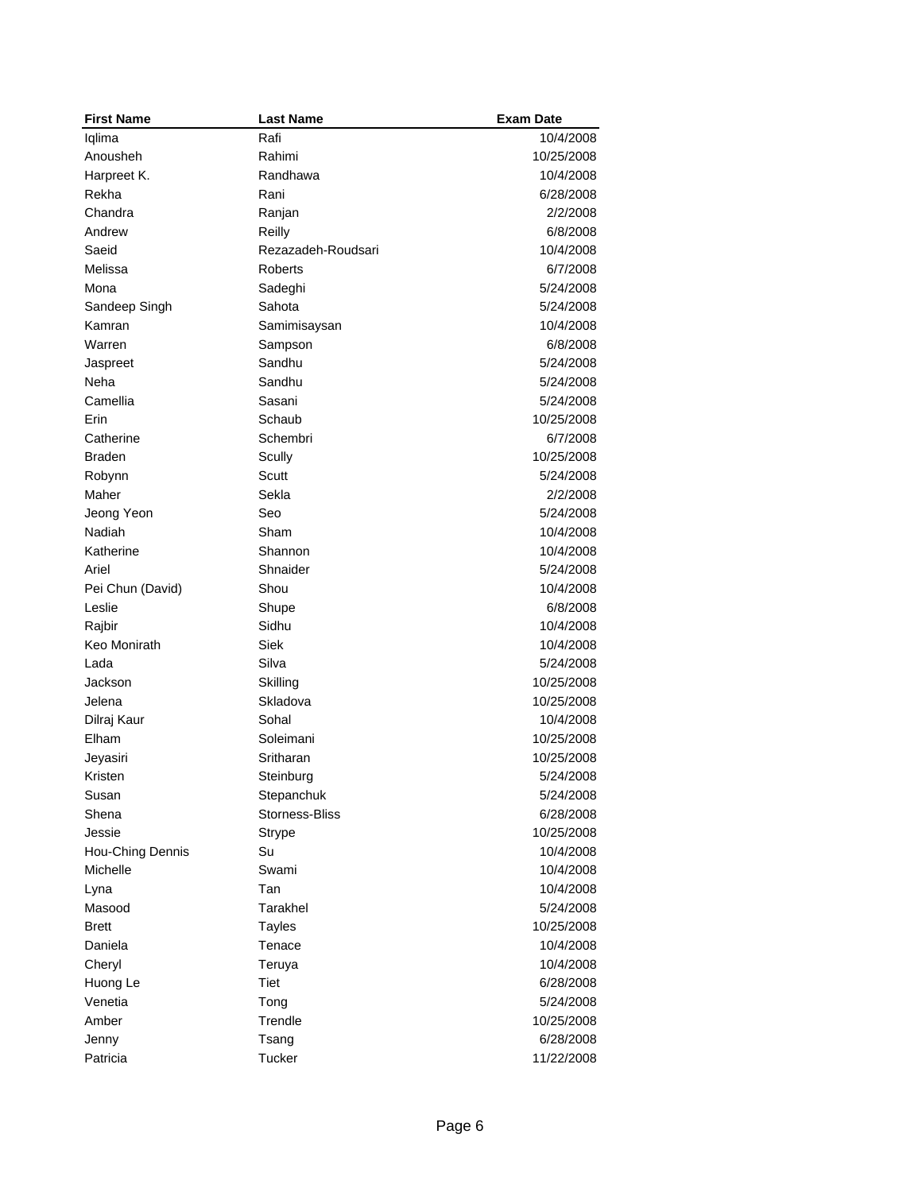| First Name | Last Name | Exam Date |
|---|---|---|
| Iqlima | Rafi | 10/4/2008 |
| Anousheh | Rahimi | 10/25/2008 |
| Harpreet K. | Randhawa | 10/4/2008 |
| Rekha | Rani | 6/28/2008 |
| Chandra | Ranjan | 2/2/2008 |
| Andrew | Reilly | 6/8/2008 |
| Saeid | Rezazadeh-Roudsari | 10/4/2008 |
| Melissa | Roberts | 6/7/2008 |
| Mona | Sadeghi | 5/24/2008 |
| Sandeep Singh | Sahota | 5/24/2008 |
| Kamran | Samimisaysan | 10/4/2008 |
| Warren | Sampson | 6/8/2008 |
| Jaspreet | Sandhu | 5/24/2008 |
| Neha | Sandhu | 5/24/2008 |
| Camellia | Sasani | 5/24/2008 |
| Erin | Schaub | 10/25/2008 |
| Catherine | Schembri | 6/7/2008 |
| Braden | Scully | 10/25/2008 |
| Robynn | Scutt | 5/24/2008 |
| Maher | Sekla | 2/2/2008 |
| Jeong Yeon | Seo | 5/24/2008 |
| Nadiah | Sham | 10/4/2008 |
| Katherine | Shannon | 10/4/2008 |
| Ariel | Shnaider | 5/24/2008 |
| Pei Chun (David) | Shou | 10/4/2008 |
| Leslie | Shupe | 6/8/2008 |
| Rajbir | Sidhu | 10/4/2008 |
| Keo Monirath | Siek | 10/4/2008 |
| Lada | Silva | 5/24/2008 |
| Jackson | Skilling | 10/25/2008 |
| Jelena | Skladova | 10/25/2008 |
| Dilraj Kaur | Sohal | 10/4/2008 |
| Elham | Soleimani | 10/25/2008 |
| Jeyasiri | Sritharan | 10/25/2008 |
| Kristen | Steinburg | 5/24/2008 |
| Susan | Stepanchuk | 5/24/2008 |
| Shena | Storness-Bliss | 6/28/2008 |
| Jessie | Strype | 10/25/2008 |
| Hou-Ching Dennis | Su | 10/4/2008 |
| Michelle | Swami | 10/4/2008 |
| Lyna | Tan | 10/4/2008 |
| Masood | Tarakhel | 5/24/2008 |
| Brett | Tayles | 10/25/2008 |
| Daniela | Tenace | 10/4/2008 |
| Cheryl | Teruya | 10/4/2008 |
| Huong Le | Tiet | 6/28/2008 |
| Venetia | Tong | 5/24/2008 |
| Amber | Trendle | 10/25/2008 |
| Jenny | Tsang | 6/28/2008 |
| Patricia | Tucker | 11/22/2008 |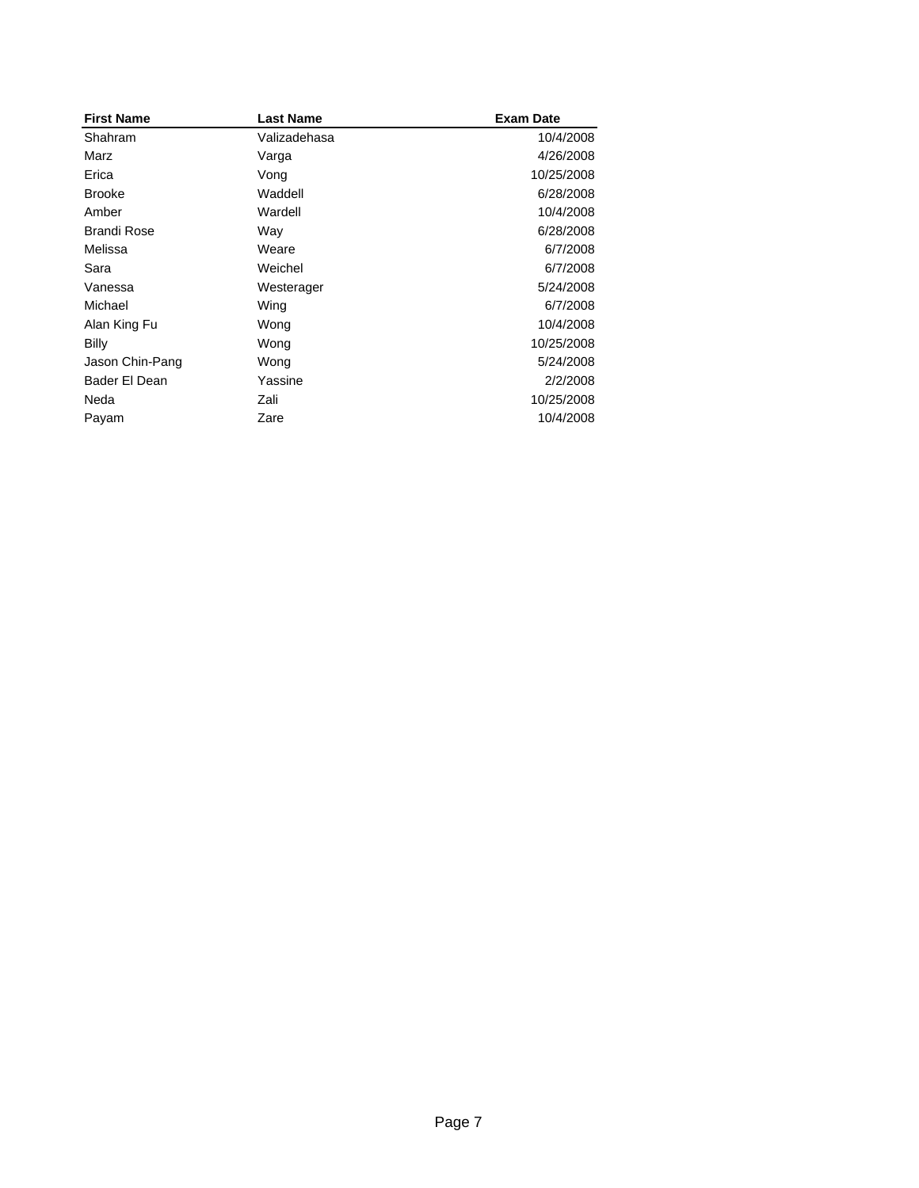| First Name | Last Name | Exam Date |
|---|---|---|
| Shahram | Valizadehasa | 10/4/2008 |
| Marz | Varga | 4/26/2008 |
| Erica | Vong | 10/25/2008 |
| Brooke | Waddell | 6/28/2008 |
| Amber | Wardell | 10/4/2008 |
| Brandi Rose | Way | 6/28/2008 |
| Melissa | Weare | 6/7/2008 |
| Sara | Weichel | 6/7/2008 |
| Vanessa | Westerager | 5/24/2008 |
| Michael | Wing | 6/7/2008 |
| Alan King Fu | Wong | 10/4/2008 |
| Billy | Wong | 10/25/2008 |
| Jason Chin-Pang | Wong | 5/24/2008 |
| Bader El Dean | Yassine | 2/2/2008 |
| Neda | Zali | 10/25/2008 |
| Payam | Zare | 10/4/2008 |